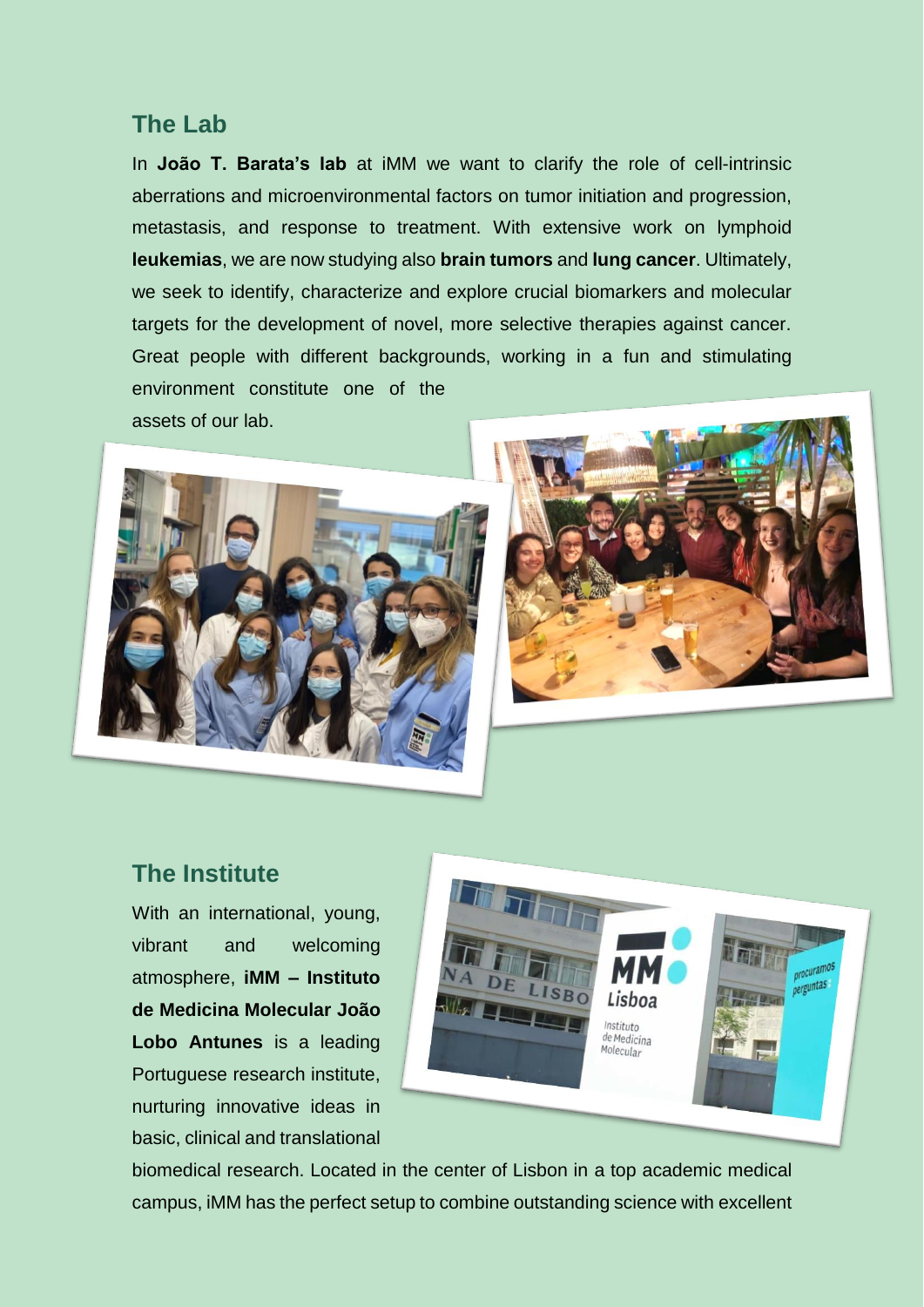## The Lab

In **João T. Barata's lab** at iMM we want to clarify the role of cell-intrinsic aberrations and microenvironmental factors on tumor initiation and progression, metastasis, and response to treatment. With extensive work on lymphoid **leukemias**, we are now studying also **brain tumors** and **lung cancer**. Ultimately, we seek to identify, characterize and explore crucial biomarkers and molecular targets for the development of novel, more selective therapies against cancer. Great people with different backgrounds, working in a fun and stimulating environment constitute one of the assets of our lab.

## The Institute

With an international, young, vibrant and welcoming atmosphere, **iMM – Instituto de Medicina Molecular João Lobo Antunes** is a leading Portuguese research institute, nurturing innovative ideas in basic, clinical and translational biomedical research. Located in the center of Lisbon in a top academic medical campus, iMM has the perfect setup to combine outstanding science with excellent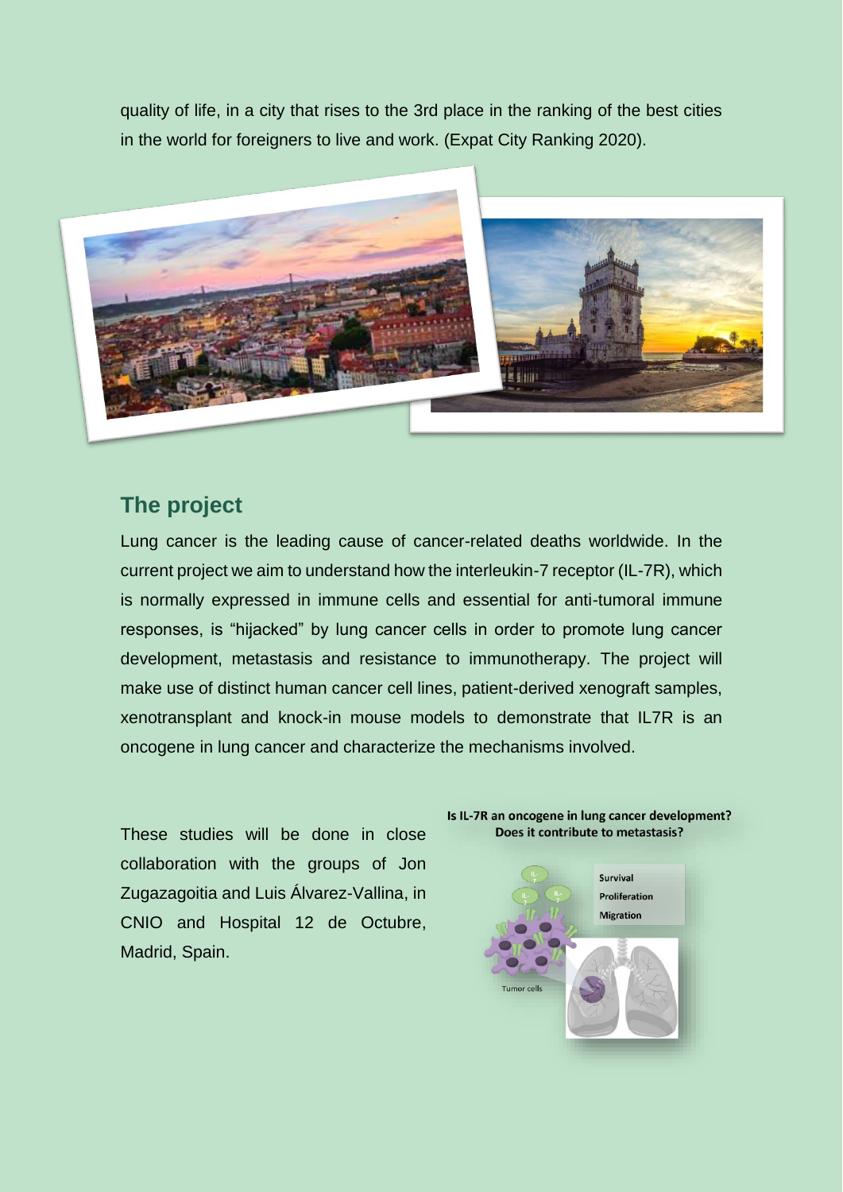quality of life, in a city that rises to the 3rd place in the ranking of the best cities in the world for foreigners to live and work. (Expat City Ranking 2020).

## The project

Lung cancer is the leading cause of cancer-related deaths worldwide. In the current project we aim to understand how the interleukin-7 receptor (IL-7R), which is normally expressed in immune cells and essential for anti-tumoral immune responses, is "hijacked" by lung cancer cells in order to promote lung cancer development, metastasis and resistance to immunotherapy. The project will make use of distinct human cancer cell lines, patient-derived xenograft samples, xenotransplant and knock-in mouse models to demonstrate that IL7R is an oncogene in lung cancer and characterize the mechanisms involved.

These studies will be done in close collaboration with the groups of Jon Zugazagoitia and Luis Álvarez-Vallina, in CNIO and Hospital 12 de Octubre, Madrid, Spain.

**Is IL-7R an oncogene in lung cancer development? Does it contribute to metastasis?**

Survival
Proliferation
Migration

Tumor cells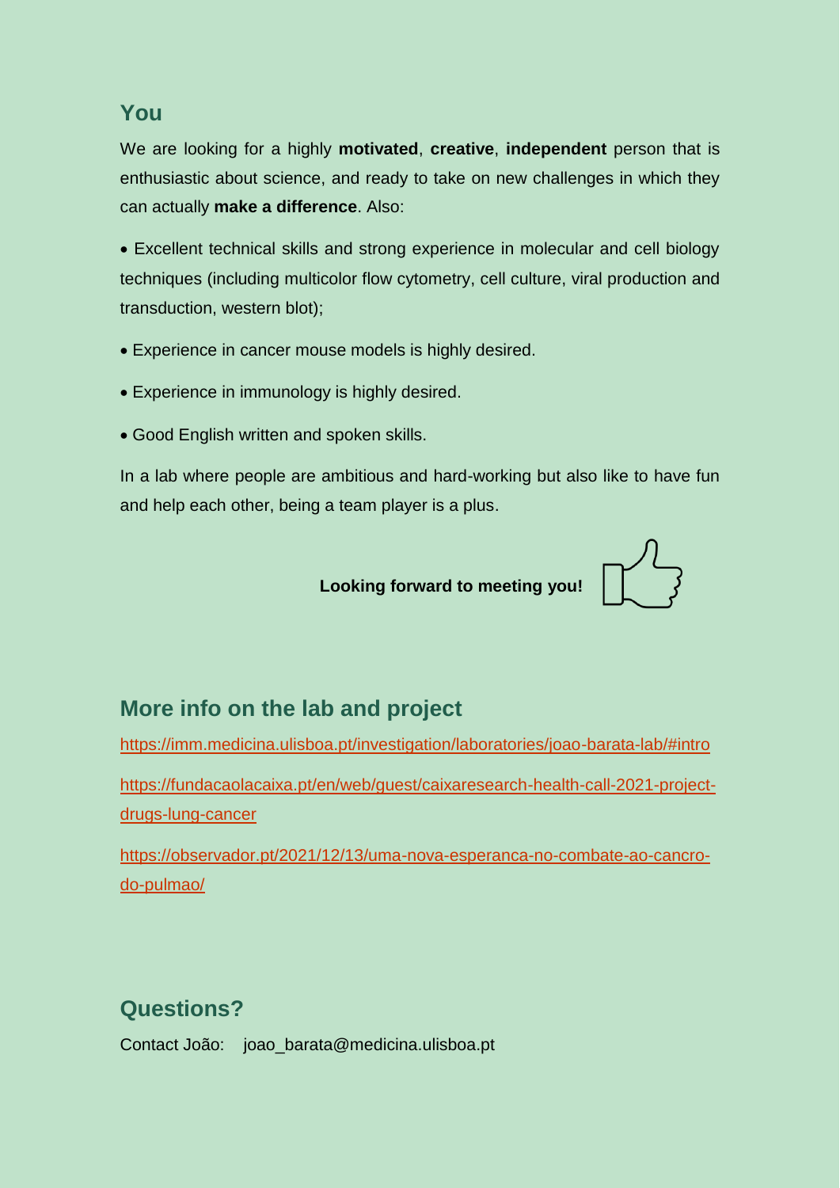## You

We are looking for a highly **motivated**, **creative**, **independent** person that is enthusiastic about science, and ready to take on new challenges in which they can actually **make a difference**. Also:

- Excellent technical skills and strong experience in molecular and cell biology techniques (including multicolor flow cytometry, cell culture, viral production and transduction, western blot);
- Experience in cancer mouse models is highly desired.
- Experience in immunology is highly desired.
- Good English written and spoken skills.

In a lab where people are ambitious and hard-working but also like to have fun and help each other, being a team player is a plus.

**Looking forward to meeting you!**

## More info on the lab and project

https://imm.medicina.ulisboa.pt/investigation/laboratories/joao-barata-lab/#intro

https://fundacaolacaixa.pt/en/web/guest/caixaresearch-health-call-2021-project-drugs-lung-cancer

https://observador.pt/2021/12/13/uma-nova-esperanca-no-combate-ao-cancro-do-pulmao/

## Questions?

Contact João: joao_barata@medicina.ulisboa.pt